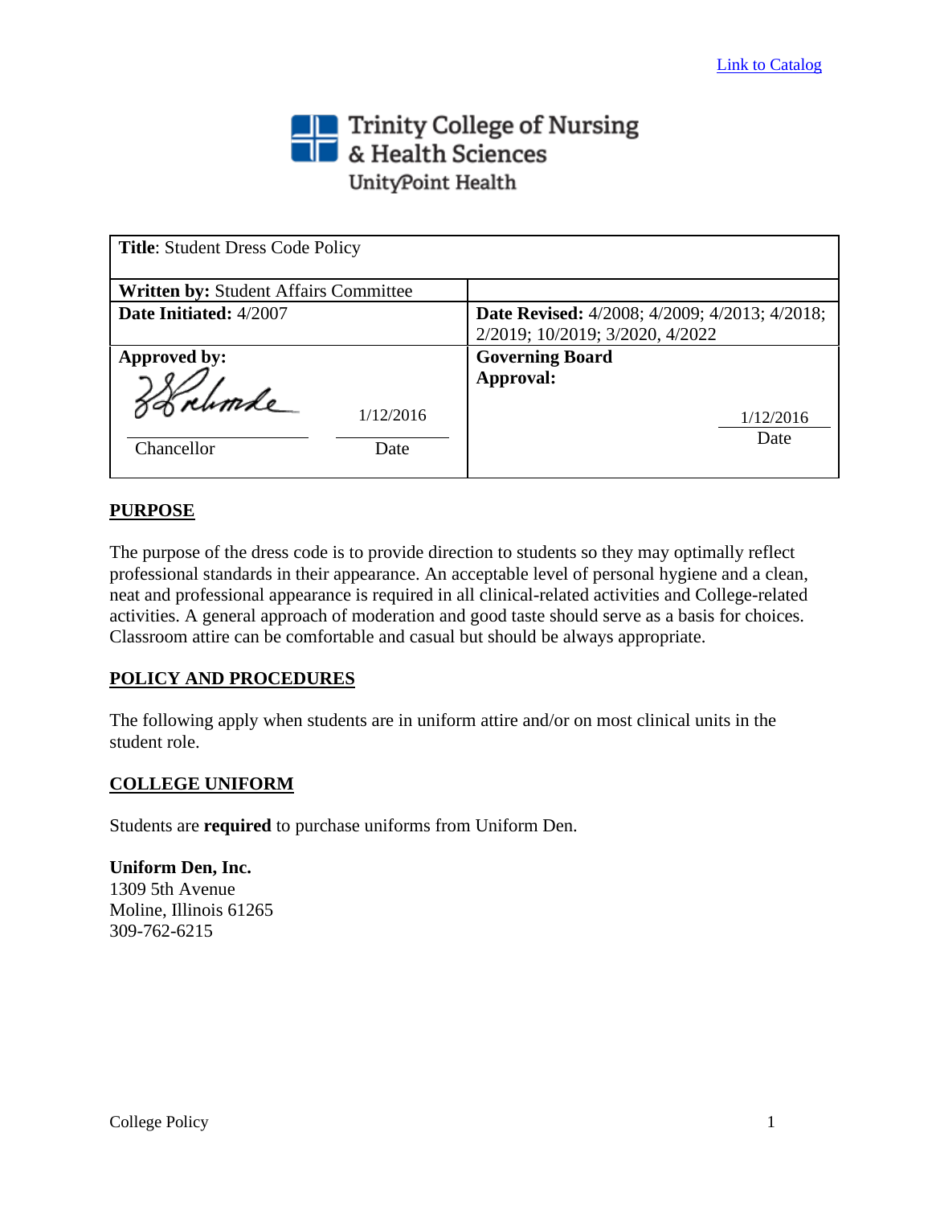Link to Catalog

**Trinity College of Nursing & Health Sciences**
UnityPoint Health

| **Title**: Student Dress Code Policy | |
|---|---|
| **Written by:** Student Affairs Committee | |
| **Date Initiated:** 4/2007 | **Date Revised:** 4/2008; 4/2009; 4/2013; 4/2018; 2/2019; 10/2019; 3/2020, 4/2022 |
| **Approved by:** Chancellor — Date: 1/12/2016 | **Governing Board Approval:** Date: 1/12/2016 |

## PURPOSE

The purpose of the dress code is to provide direction to students so they may optimally reflect professional standards in their appearance. An acceptable level of personal hygiene and a clean, neat and professional appearance is required in all clinical-related activities and College-related activities. A general approach of moderation and good taste should serve as a basis for choices. Classroom attire can be comfortable and casual but should be always appropriate.

## POLICY AND PROCEDURES

The following apply when students are in uniform attire and/or on most clinical units in the student role.

## COLLEGE UNIFORM

Students are **required** to purchase uniforms from Uniform Den.

**Uniform Den, Inc.**
1309 5th Avenue
Moline, Illinois 61265
309-762-6215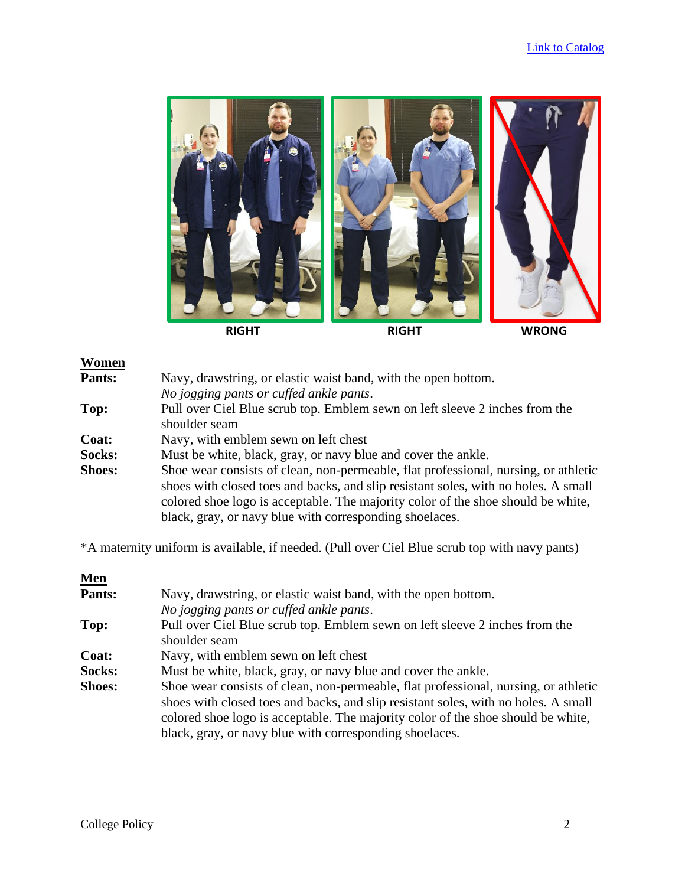[Link to Catalog]

RIGHT RIGHT WRONG

**Women**

**Pants:** Navy, drawstring, or elastic waist band, with the open bottom.
*No jogging pants or cuffed ankle pants*.

**Top:** Pull over Ciel Blue scrub top. Emblem sewn on left sleeve 2 inches from the shoulder seam

**Coat:** Navy, with emblem sewn on left chest

**Socks:** Must be white, black, gray, or navy blue and cover the ankle.

**Shoes:** Shoe wear consists of clean, non-permeable, flat professional, nursing, or athletic shoes with closed toes and backs, and slip resistant soles, with no holes. A small colored shoe logo is acceptable. The majority color of the shoe should be white, black, gray, or navy blue with corresponding shoelaces.

*A maternity uniform is available, if needed. (Pull over Ciel Blue scrub top with navy pants)

**Men**

**Pants:** Navy, drawstring, or elastic waist band, with the open bottom.
*No jogging pants or cuffed ankle pants*.

**Top:** Pull over Ciel Blue scrub top. Emblem sewn on left sleeve 2 inches from the shoulder seam

**Coat:** Navy, with emblem sewn on left chest

**Socks:** Must be white, black, gray, or navy blue and cover the ankle.

**Shoes:** Shoe wear consists of clean, non-permeable, flat professional, nursing, or athletic shoes with closed toes and backs, and slip resistant soles, with no holes. A small colored shoe logo is acceptable. The majority color of the shoe should be white, black, gray, or navy blue with corresponding shoelaces.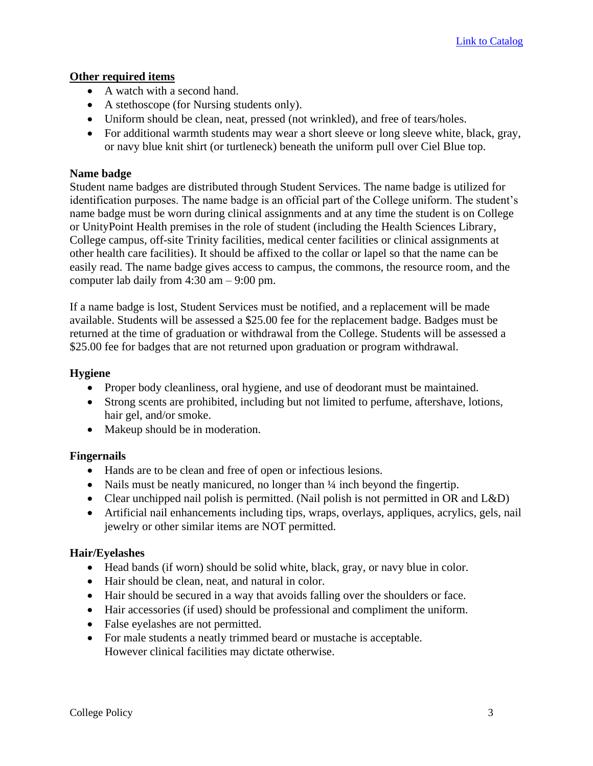[Link to Catalog]

**Other required items**

- A watch with a second hand.
- A stethoscope (for Nursing students only).
- Uniform should be clean, neat, pressed (not wrinkled), and free of tears/holes.
- For additional warmth students may wear a short sleeve or long sleeve white, black, gray, or navy blue knit shirt (or turtleneck) beneath the uniform pull over Ciel Blue top.

**Name badge**

Student name badges are distributed through Student Services. The name badge is utilized for identification purposes. The name badge is an official part of the College uniform. The student's name badge must be worn during clinical assignments and at any time the student is on College or UnityPoint Health premises in the role of student (including the Health Sciences Library, College campus, off-site Trinity facilities, medical center facilities or clinical assignments at other health care facilities). It should be affixed to the collar or lapel so that the name can be easily read. The name badge gives access to campus, the commons, the resource room, and the computer lab daily from 4:30 am – 9:00 pm.

If a name badge is lost, Student Services must be notified, and a replacement will be made available. Students will be assessed a $25.00 fee for the replacement badge. Badges must be returned at the time of graduation or withdrawal from the College. Students will be assessed a $25.00 fee for badges that are not returned upon graduation or program withdrawal.

**Hygiene**

- Proper body cleanliness, oral hygiene, and use of deodorant must be maintained.
- Strong scents are prohibited, including but not limited to perfume, aftershave, lotions, hair gel, and/or smoke.
- Makeup should be in moderation.

**Fingernails**

- Hands are to be clean and free of open or infectious lesions.
- Nails must be neatly manicured, no longer than ¼ inch beyond the fingertip.
- Clear unchipped nail polish is permitted. (Nail polish is not permitted in OR and L&D)
- Artificial nail enhancements including tips, wraps, overlays, appliques, acrylics, gels, nail jewelry or other similar items are NOT permitted.

**Hair/Eyelashes**

- Head bands (if worn) should be solid white, black, gray, or navy blue in color.
- Hair should be clean, neat, and natural in color.
- Hair should be secured in a way that avoids falling over the shoulders or face.
- Hair accessories (if used) should be professional and compliment the uniform.
- False eyelashes are not permitted.
- For male students a neatly trimmed beard or mustache is acceptable. However clinical facilities may dictate otherwise.

College Policy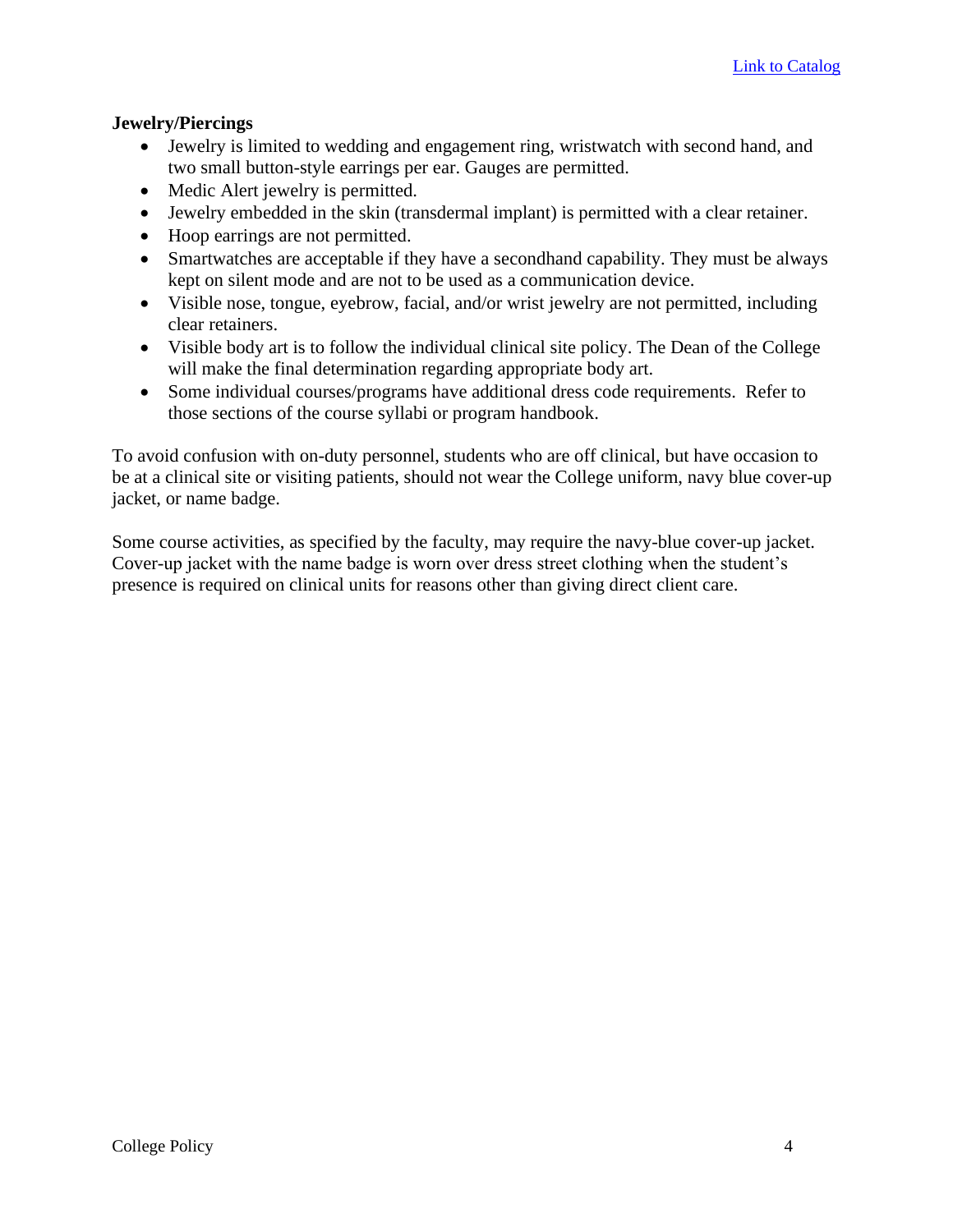### Jewelry/Piercings

- Jewelry is limited to wedding and engagement ring, wristwatch with second hand, and two small button-style earrings per ear. Gauges are permitted.
- Medic Alert jewelry is permitted.
- Jewelry embedded in the skin (transdermal implant) is permitted with a clear retainer.
- Hoop earrings are not permitted.
- Smartwatches are acceptable if they have a secondhand capability. They must be always kept on silent mode and are not to be used as a communication device.
- Visible nose, tongue, eyebrow, facial, and/or wrist jewelry are not permitted, including clear retainers.
- Visible body art is to follow the individual clinical site policy. The Dean of the College will make the final determination regarding appropriate body art.
- Some individual courses/programs have additional dress code requirements. Refer to those sections of the course syllabi or program handbook.

To avoid confusion with on-duty personnel, students who are off clinical, but have occasion to be at a clinical site or visiting patients, should not wear the College uniform, navy blue cover-up jacket, or name badge.

Some course activities, as specified by the faculty, may require the navy-blue cover-up jacket. Cover-up jacket with the name badge is worn over dress street clothing when the student's presence is required on clinical units for reasons other than giving direct client care.